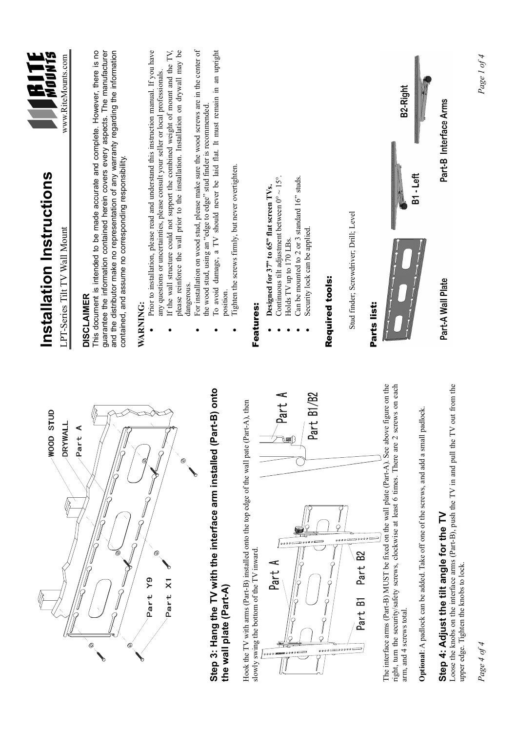# Installation Instructions

LPT-Series Tilt TV Wall Mount

www.RiteMounts.com

### DISCLAIMER

This document is intended to be made accurate and complete. However, there is no guarantee the information contained herein covers every aspects. The manufacturer and the distributor make no representation of any warranty regarding the information contained, and assume no corresponding responsibility.

### WARNING:

- Prior to installation, please read and understand this instruction manual. If you have any questions or uncertainties, please consult your seller or local professionals.
- If the wall structure could not support the combined weight of mount and the TV, please reinforce the wall prior to the installation. Installation on drywall may be dangerous.
- For installation on wood stud, please make sure the wood screws are in the center of the wood stud, using an "edge to edge" stud finder is recommended.
- To avoid damage, a TV should never be laid flat. It must remain in an upright position.
- Tighten the screws firmly, but never overtighten.

## Features:

- **Designed for 37" to 65" flat screen TVs.**
- Continuous tilt adjustment between 0° ~ 15°.
- Holds TV up to 170 LBs.
- Can be mounted to 2 or 3 standard 16" studs.
- Security lock can be applied.

## Required tools:

Stud finder; Screwdriver; Drill; Level

## Parts list:

Part-A Wall Plate

B1 - Left

B2-Right

Part-B Interface Arms

WOOD STUD

DRYWALL

Part A

Part Y9

Part X1

## Step 3: Hang the TV with the interface arm installed (Part-B) onto the wall plate (Part-A)

Hook the TV with arms (Part-B) installed onto the top edge of the wall pate (Part-A), then slowly swing the bottom of the TV inward.

Part A

Part B1 Part B2

Part A

Part B1/B2

The interface arms (Part-B) MUST be fixed on the wall plate (Part-A). See above figure on the right, turn the security/safety screws, clockwise at least 6 times. There are 2 screws on each arm, and 4 screws total.

**Optional**: A padlock can be added. Take off one of the screws, and add a small padlock.

## Step 4: Adjust the tilt angle for the TV

Loose the knobs on the interface arms (Part-B), push the TV in and pull the TV out from the upper edge. Tighten the knobs to lock.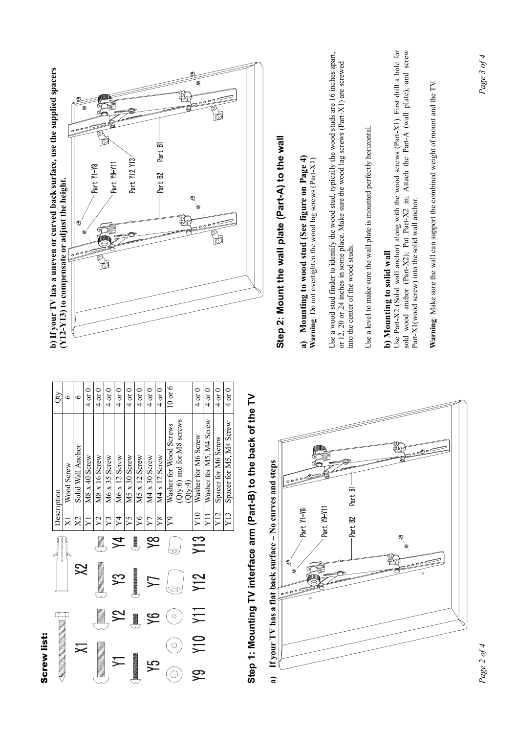## Screw list:

X1 X2 Y1 Y2 Y3 Y4 Y5 Y6 Y7 Y8 Y9 Y10 Y11 Y12 Y13

| | Description | Qty |
|---|---|---|
| X1 | Wood Screw | 6 |
| X2 | Solid Wall Anchor | 6 |
| Y1 | M8 x 40 Screw | 4 or 0 |
| Y2 | M8 x 16 Screw | 4 or 0 |
| Y3 | M6 x 35 Screw | 4 or 0 |
| Y4 | M6 x 12 Screw | 4 or 0 |
| Y5 | M5 x 30 Screw | 4 or 0 |
| Y6 | M5 x 12 Screw | 4 or 0 |
| Y7 | M4 x 30 Screw | 4 or 0 |
| Y8 | M4 x 12 Screw | 4 or 0 |
| Y9 | Washer for Wood Screws (Qty:6) and for M8 screws (Qty:4) | 10 or 6 |
| Y10 | Washer for M6 Screw | 4 or 0 |
| Y11 | Washer for M5, M4 Screw | 4 or 0 |
| Y12 | Spacer for M6 Screw | 4 or 0 |
| Y13 | Spacer for M5, M4 Screw | 4 or 0 |

## Step 1: Mounting TV interface arm (Part-B) to the back of the TV

**a) If your TV has a flat back surface – No curves and steps**

Part Y1-Y8
Part Y9-Y11
Part B2
Part B1

**b) If your TV has a uneven or curved back surface, use the supplied spacers (Y12-Y13) to compensate or adjust the height.**

Part Y1-Y8
Part Y9-Y11
Part Y12, Y13
Part B2
Part B1

## Step 2: Mount the wall plate (Part-A) to the wall

**a) Mounting to wood stud (See figure on Page 4)**
**Warning**: Do not overtighten the wood lag screws (Part-X1)

Use a wood stud finder to identify the wood stud, typically the wood studs are 16 inches apart, or 12, 20 or 24 inches in some place. Make sure the wood lag screws (Part-X1) are screwed into the center of the wood studs.

Use a level to make sure the wall plate is mounted perfectly horizontal.

**b) Mounting to solid wall**
Use Part-X2 (Solid wall anchor) along with the wood screws (Part-X1). First drill a hole for sold wood anchor (Part-X2); Put Part-X2 in; Attach the Part-A (wall plate), and screw Part-X1(wood screw) into the solid wall anchor.

**Warning**: Make sure the wall can support the combined weight of mount and the TV.